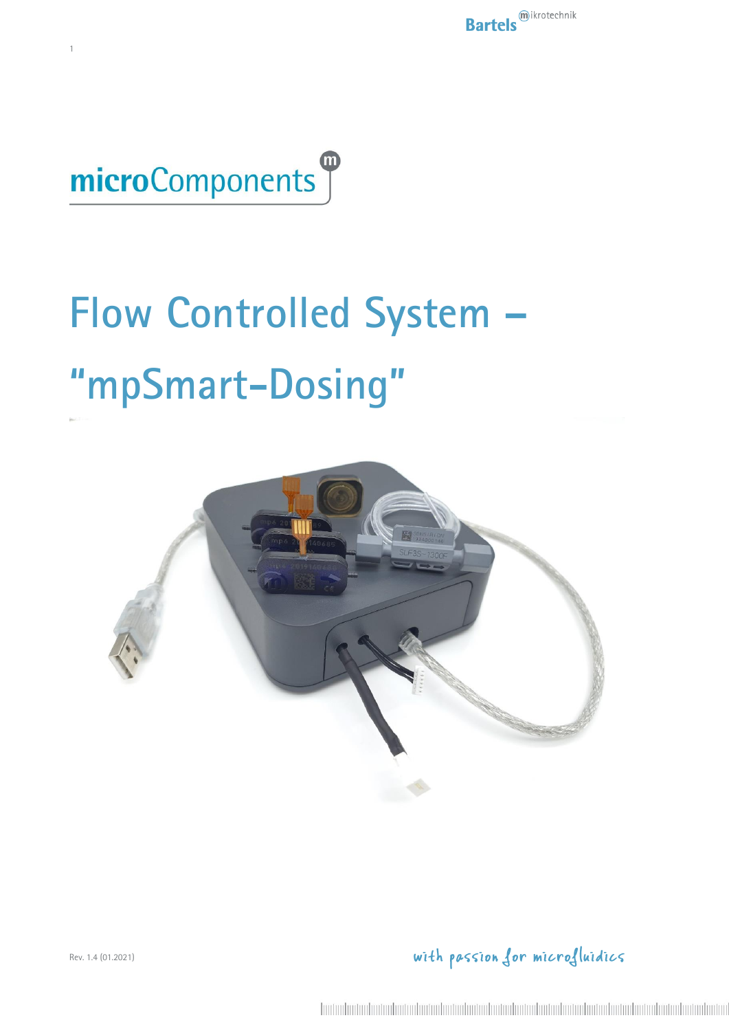microComponents

# Flow Controlled System – "mpSmart-Dosing"

Rev. 1.4 (01.2021)

with passion for microfluidics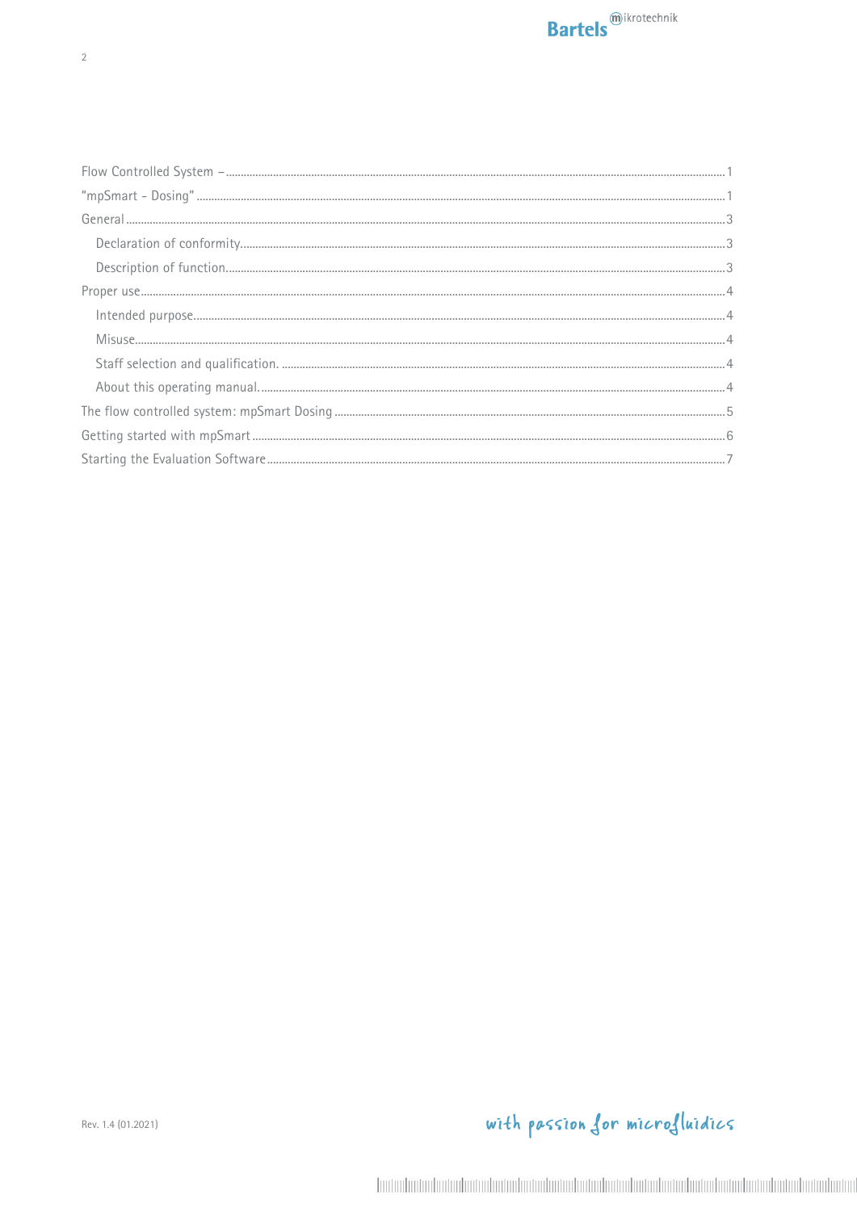Flow Controlled System – ........................................................ 1

"mpSmart - Dosing" ........................................................ 1

General ........................................................ 3

  Declaration of conformity ........................................................ 3

  Description of function ........................................................ 3

Proper use ........................................................ 4

  Intended purpose ........................................................ 4

  Misuse ........................................................ 4

  Staff selection and qualification. ........................................................ 4

  About this operating manual. ........................................................ 4

The flow controlled system: mpSmart Dosing ........................................................ 5

Getting started with mpSmart ........................................................ 6

Starting the Evaluation Software ........................................................ 7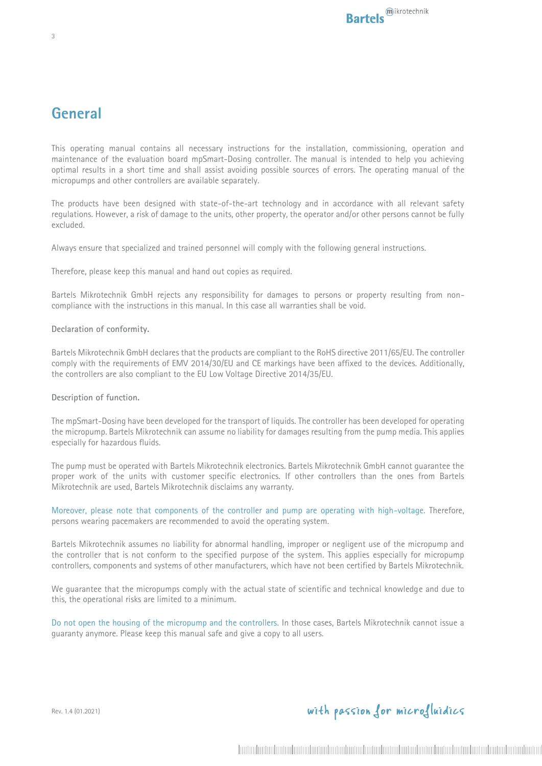# General

This operating manual contains all necessary instructions for the installation, commissioning, operation and maintenance of the evaluation board mpSmart-Dosing controller. The manual is intended to help you achieving optimal results in a short time and shall assist avoiding possible sources of errors. The operating manual of the micropumps and other controllers are available separately.

The products have been designed with state-of-the-art technology and in accordance with all relevant safety regulations. However, a risk of damage to the units, other property, the operator and/or other persons cannot be fully excluded.

Always ensure that specialized and trained personnel will comply with the following general instructions.

Therefore, please keep this manual and hand out copies as required.

Bartels Mikrotechnik GmbH rejects any responsibility for damages to persons or property resulting from non-compliance with the instructions in this manual. In this case all warranties shall be void.

**Declaration of conformity.**

Bartels Mikrotechnik GmbH declares that the products are compliant to the RoHS directive 2011/65/EU. The controller comply with the requirements of EMV 2014/30/EU and CE markings have been affixed to the devices. Additionally, the controllers are also compliant to the EU Low Voltage Directive 2014/35/EU.

**Description of function.**

The mpSmart-Dosing have been developed for the transport of liquids. The controller has been developed for operating the micropump. Bartels Mikrotechnik can assume no liability for damages resulting from the pump media. This applies especially for hazardous fluids.

The pump must be operated with Bartels Mikrotechnik electronics. Bartels Mikrotechnik GmbH cannot guarantee the proper work of the units with customer specific electronics. If other controllers than the ones from Bartels Mikrotechnik are used, Bartels Mikrotechnik disclaims any warranty.

Moreover, please note that components of the controller and pump are operating with high-voltage. Therefore, persons wearing pacemakers are recommended to avoid the operating system.

Bartels Mikrotechnik assumes no liability for abnormal handling, improper or negligent use of the micropump and the controller that is not conform to the specified purpose of the system. This applies especially for micropump controllers, components and systems of other manufacturers, which have not been certified by Bartels Mikrotechnik.

We guarantee that the micropumps comply with the actual state of scientific and technical knowledge and due to this, the operational risks are limited to a minimum.

Do not open the housing of the micropump and the controllers. In those cases, Bartels Mikrotechnik cannot issue a guaranty anymore. Please keep this manual safe and give a copy to all users.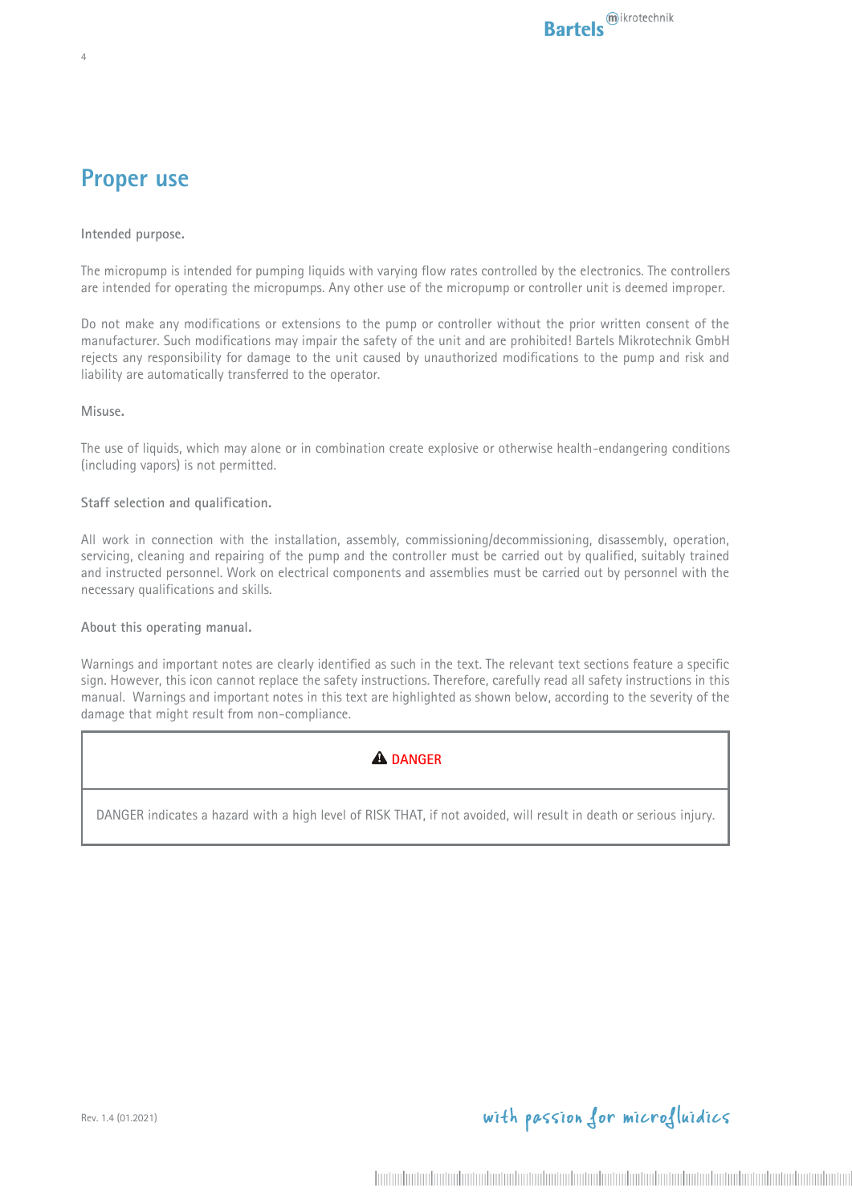# Proper use

**Intended purpose.**

The micropump is intended for pumping liquids with varying flow rates controlled by the electronics. The controllers are intended for operating the micropumps. Any other use of the micropump or controller unit is deemed improper.

Do not make any modifications or extensions to the pump or controller without the prior written consent of the manufacturer. Such modifications may impair the safety of the unit and are prohibited! Bartels Mikrotechnik GmbH rejects any responsibility for damage to the unit caused by unauthorized modifications to the pump and risk and liability are automatically transferred to the operator.

**Misuse.**

The use of liquids, which may alone or in combination create explosive or otherwise health-endangering conditions (including vapors) is not permitted.

**Staff selection and qualification.**

All work in connection with the installation, assembly, commissioning/decommissioning, disassembly, operation, servicing, cleaning and repairing of the pump and the controller must be carried out by qualified, suitably trained and instructed personnel. Work on electrical components and assemblies must be carried out by personnel with the necessary qualifications and skills.

**About this operating manual.**

Warnings and important notes are clearly identified as such in the text. The relevant text sections feature a specific sign. However, this icon cannot replace the safety instructions. Therefore, carefully read all safety instructions in this manual. Warnings and important notes in this text are highlighted as shown below, according to the severity of the damage that might result from non-compliance.

| ⚠ DANGER |
| --- |
| DANGER indicates a hazard with a high level of RISK THAT, if not avoided, will result in death or serious injury. |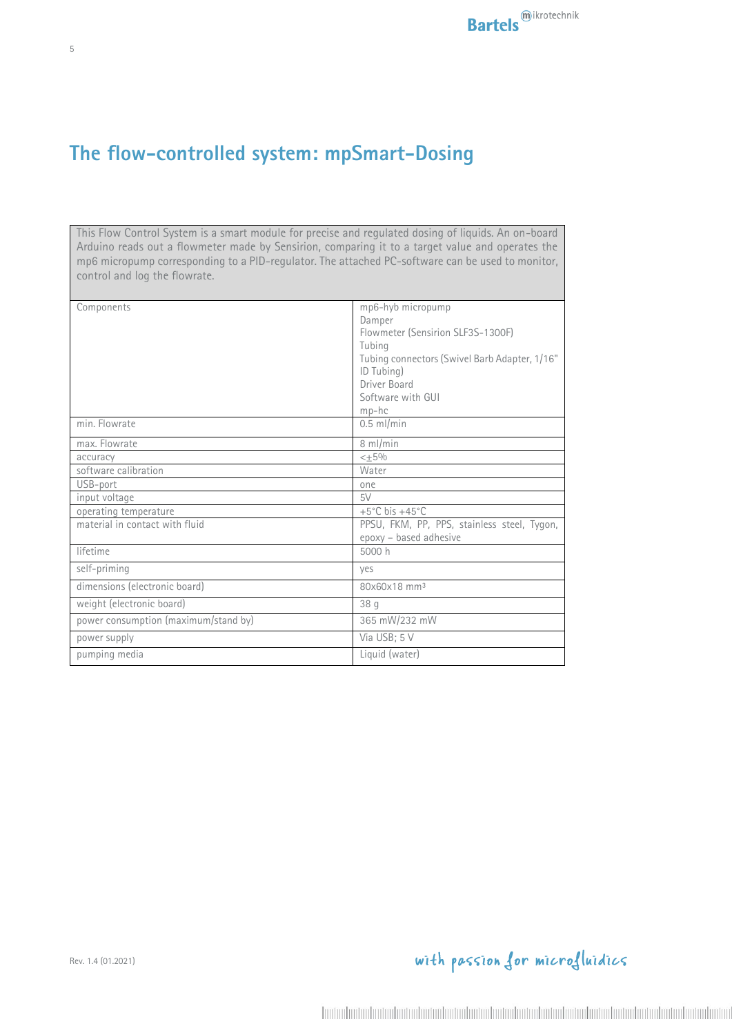# The flow-controlled system: mpSmart-Dosing

This Flow Control System is a smart module for precise and regulated dosing of liquids. An on-board Arduino reads out a flowmeter made by Sensirion, comparing it to a target value and operates the mp6 micropump corresponding to a PID-regulator. The attached PC-software can be used to monitor, control and log the flowrate.

| | |
|---|---|
| Components | mp6-hyb micropump<br>Damper<br>Flowmeter (Sensirion SLF3S-1300F)<br>Tubing<br>Tubing connectors (Swivel Barb Adapter, 1/16" ID Tubing)<br>Driver Board<br>Software with GUI<br>mp-hc |
| min. Flowrate | 0.5 ml/min |
| max. Flowrate | 8 ml/min |
| accuracy | <±5% |
| software calibration | Water |
| USB-port | one |
| input voltage | 5V |
| operating temperature | +5°C bis +45°C |
| material in contact with fluid | PPSU, FKM, PP, PPS, stainless steel, Tygon, epoxy – based adhesive |
| lifetime | 5000 h |
| self-priming | yes |
| dimensions (electronic board) | 80x60x18 mm³ |
| weight (electronic board) | 38 g |
| power consumption (maximum/stand by) | 365 mW/232 mW |
| power supply | Via USB; 5 V |
| pumping media | Liquid (water) |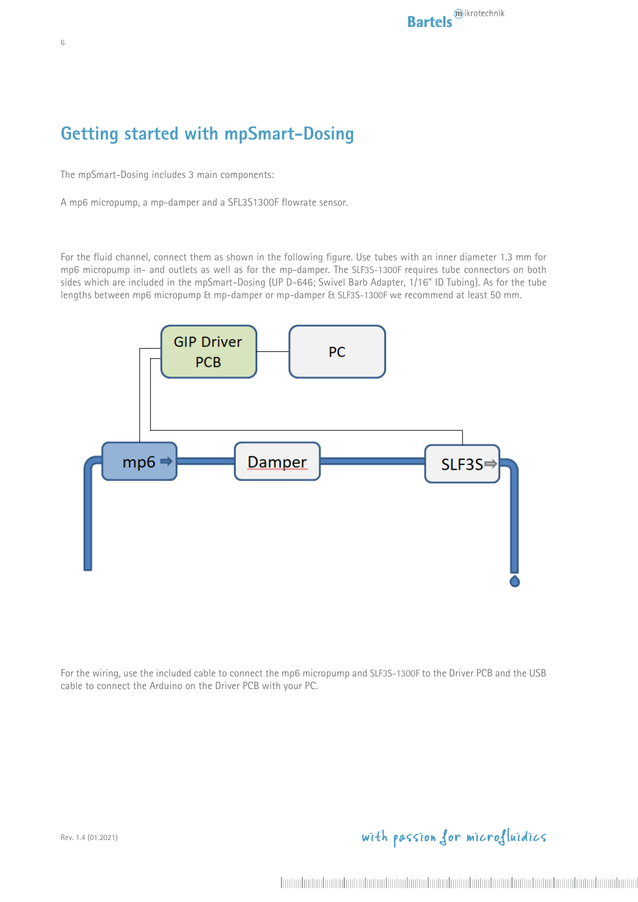# Getting started with mpSmart-Dosing

The mpSmart-Dosing includes 3 main components:

A mp6 micropump, a mp-damper and a SFL3S1300F flowrate sensor.

For the fluid channel, connect them as shown in the following figure. Use tubes with an inner diameter 1.3 mm for mp6 micropump in- and outlets as well as for the mp-damper. The SLF3S-1300F requires tube connectors on both sides which are included in the mpSmart-Dosing (UP D-646; Swivel Barb Adapter, 1/16" ID Tubing). As for the tube lengths between mp6 micropump & mp-damper or mp-damper & SLF3S-1300F we recommend at least 50 mm.

For the wiring, use the included cable to connect the mp6 micropump and SLF3S-1300F to the Driver PCB and the USB cable to connect the Arduino on the Driver PCB with your PC.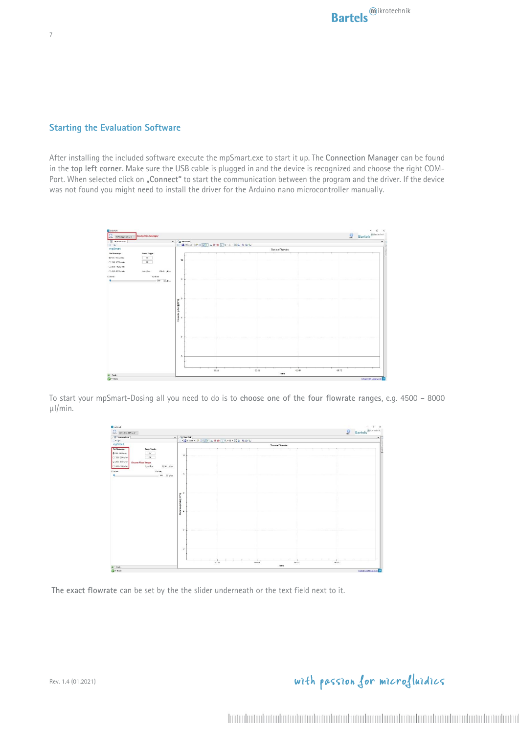## Starting the Evaluation Software

After installing the included software execute the mpSmart.exe to start it up. The **Connection Manager** can be found in the **top left corner**. Make sure the USB cable is plugged in and the device is recognized and choose the right COM-Port. When selected click on **„Connect"** to start the communication between the program and the driver. If the device was not found you might need to install the driver for the Arduino nano microcontroller manually.

To start your mpSmart-Dosing all you need to do is to **choose one of the four flowrate ranges**, e.g. 4500 – 8000 µl/min.

**The exact flowrate** can be set by the the slider underneath or the text field next to it.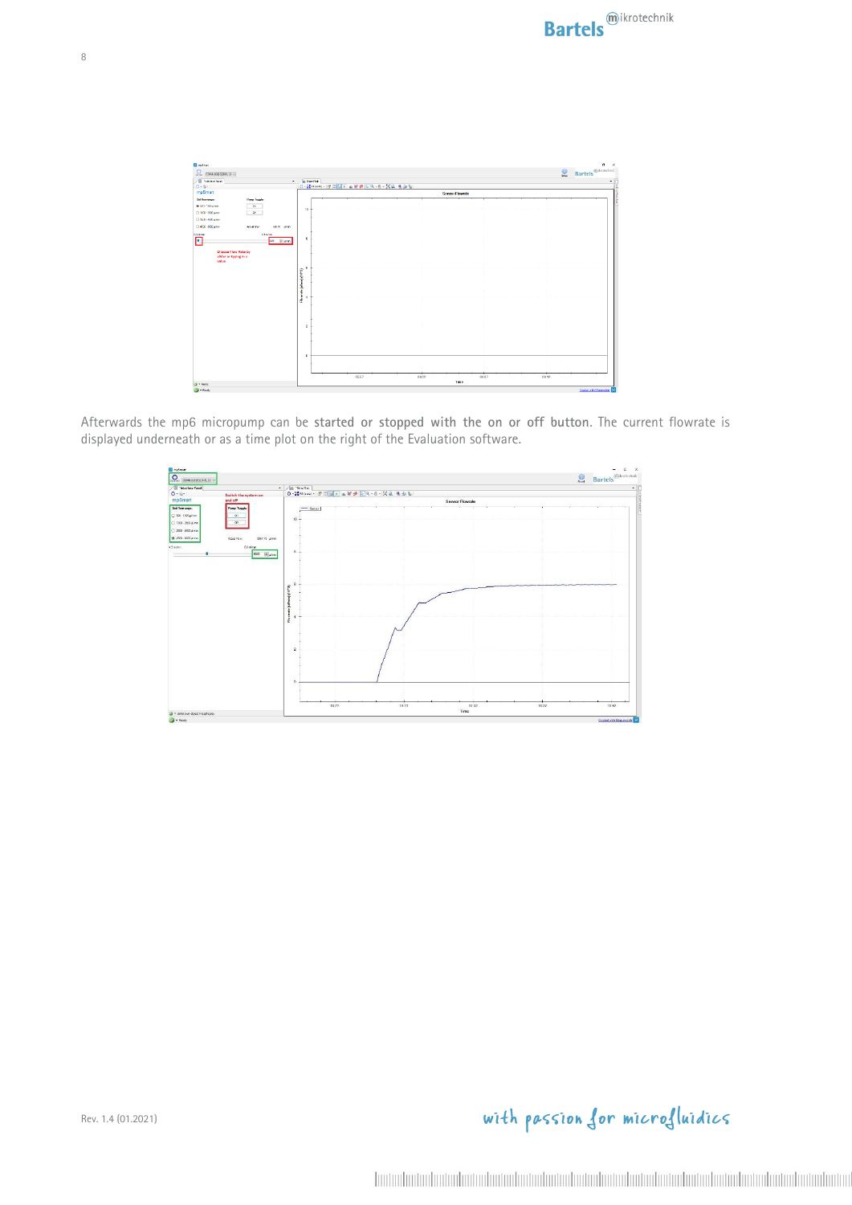Afterwards the mp6 micropump can be **started or stopped with the on or off button**. The current flowrate is displayed underneath or as a time plot on the right of the Evaluation software.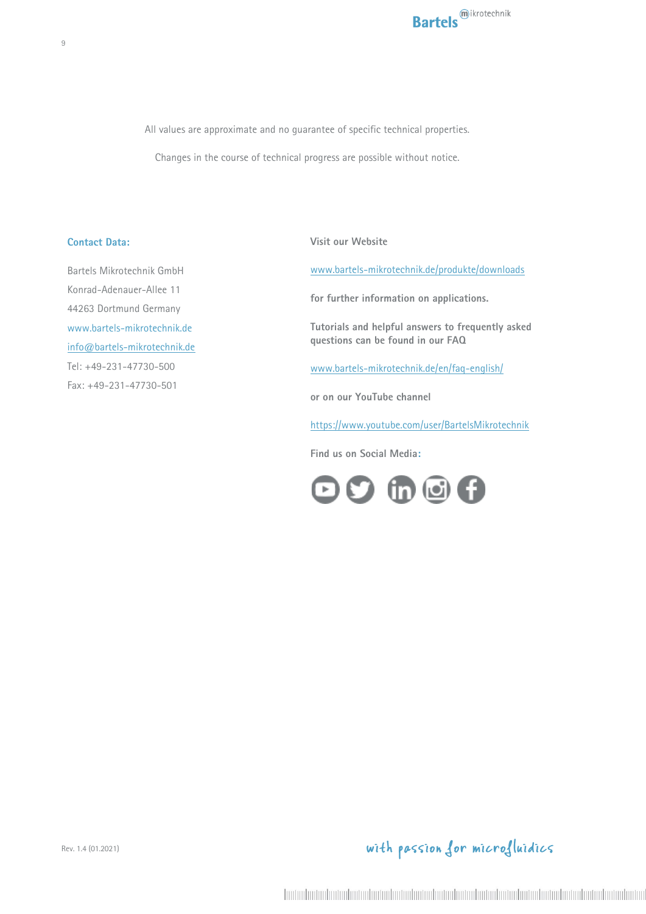All values are approximate and no guarantee of specific technical properties.

Changes in the course of technical progress are possible without notice.

**Contact Data:**

Bartels Mikrotechnik GmbH
Konrad-Adenauer-Allee 11
44263 Dortmund Germany
www.bartels-mikrotechnik.de
info@bartels-mikrotechnik.de
Tel: +49-231-47730-500
Fax: +49-231-47730-501

**Visit our Website**

www.bartels-mikrotechnik.de/produkte/downloads

**for further information on applications.**

**Tutorials and helpful answers to frequently asked questions can be found in our FAQ**

www.bartels-mikrotechnik.de/en/faq-english/

**or on our YouTube channel**

https://www.youtube.com/user/BartelsMikrotechnik

**Find us on Social Media:**

Rev. 1.4 (01.2021)

with passion for microfluidics